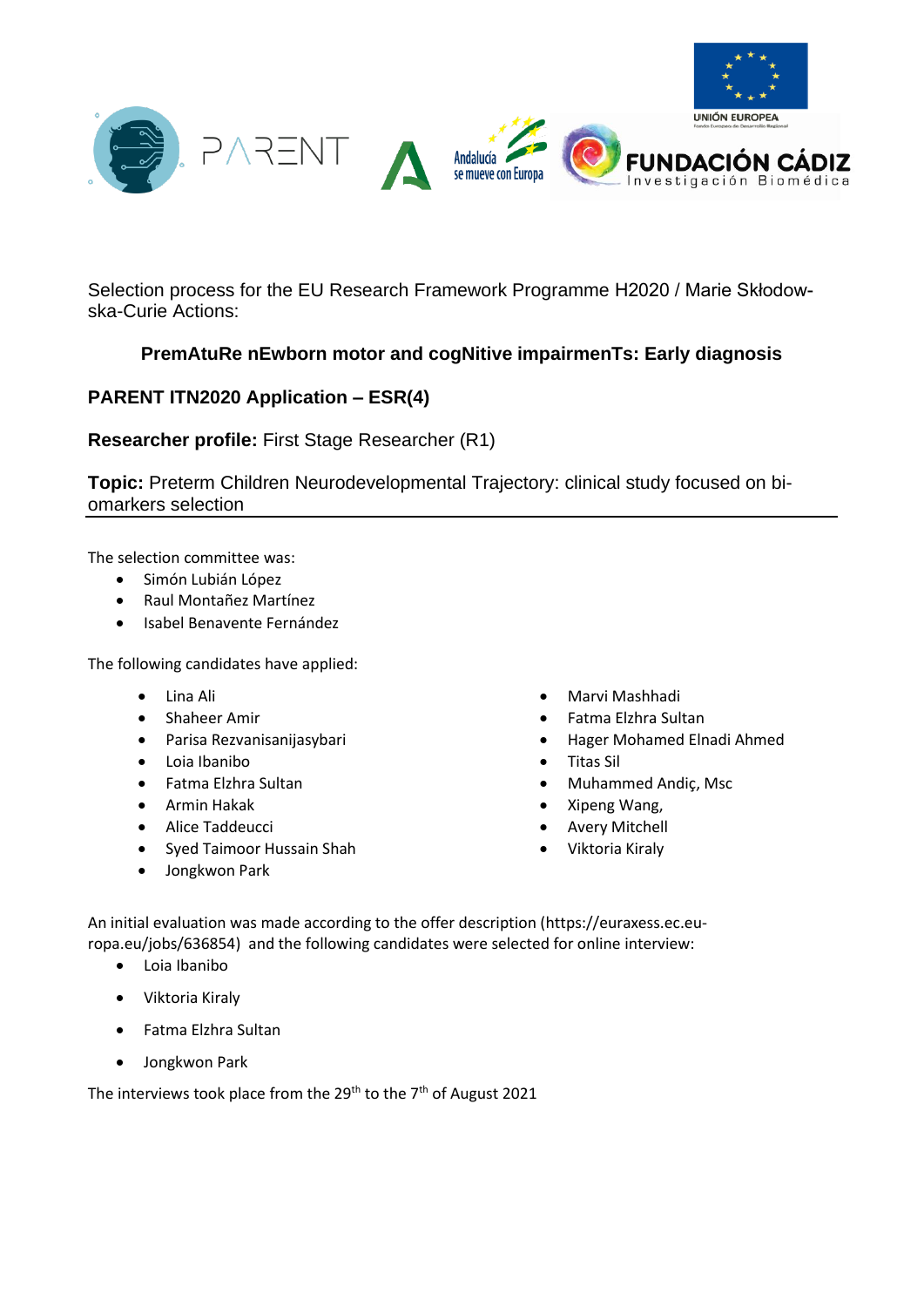Selection process for the EU Research Framework Programme H2020 / Marie Skłodowska-Curie Actions:

### PremAtuRe nEwborn motor and cogNitive impairmenTs: Early diagnosis

### PARENT ITN2020 Application – ESR(4)

**Researcher profile:** First Stage Researcher (R1)

**Topic:** Preterm Children Neurodevelopmental Trajectory: clinical study focused on biomarkers selection

---

The selection committee was:

- Simón Lubián López
- Raul Montañez Martínez
- Isabel Benavente Fernández

The following candidates have applied:

- Lina Ali
- Shaheer Amir
- Parisa Rezvanisanijasybari
- Loia Ibanibo
- Fatma Elzhra Sultan
- Armin Hakak
- Alice Taddeucci
- Syed Taimoor Hussain Shah
- Jongkwon Park
- Marvi Mashhadi
- Fatma Elzhra Sultan
- Hager Mohamed Elnadi Ahmed
- Titas Sil
- Muhammed Andiç, Msc
- Xipeng Wang,
- Avery Mitchell
- Viktoria Kiraly

An initial evaluation was made according to the offer description (https://euraxess.ec.europa.eu/jobs/636854) and the following candidates were selected for online interview:

- Loia Ibanibo
- Viktoria Kiraly
- Fatma Elzhra Sultan
- Jongkwon Park

The interviews took place from the 29th to the 7th of August 2021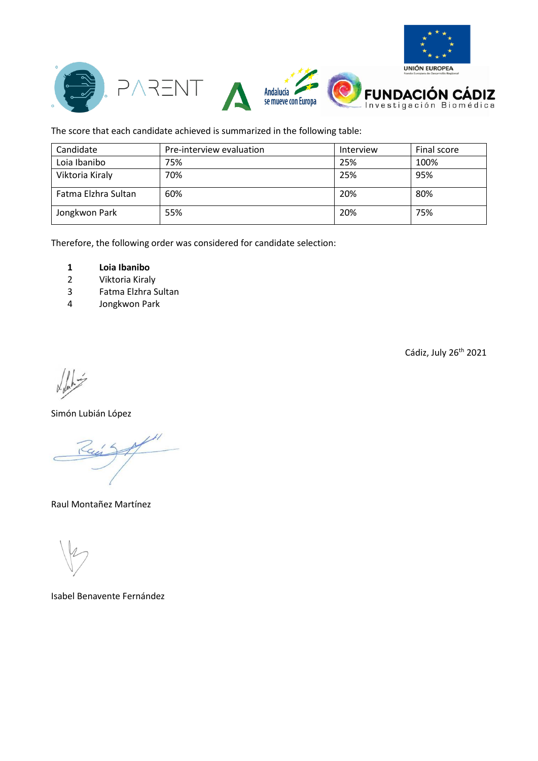The score that each candidate achieved is summarized in the following table:

| Candidate | Pre-interview evaluation | Interview | Final score |
| --- | --- | --- | --- |
| Loia Ibanibo | 75% | 25% | 100% |
| Viktoria Kiraly | 70% | 25% | 95% |
| Fatma Elzhra Sultan | 60% | 20% | 80% |
| Jongkwon Park | 55% | 20% | 75% |

Therefore, the following order was considered for candidate selection:

1. **Loia Ibanibo**
2. Viktoria Kiraly
3. Fatma Elzhra Sultan
4. Jongkwon Park

Cádiz, July 26th 2021

Simón Lubián López

Raul Montañez Martínez

Isabel Benavente Fernández